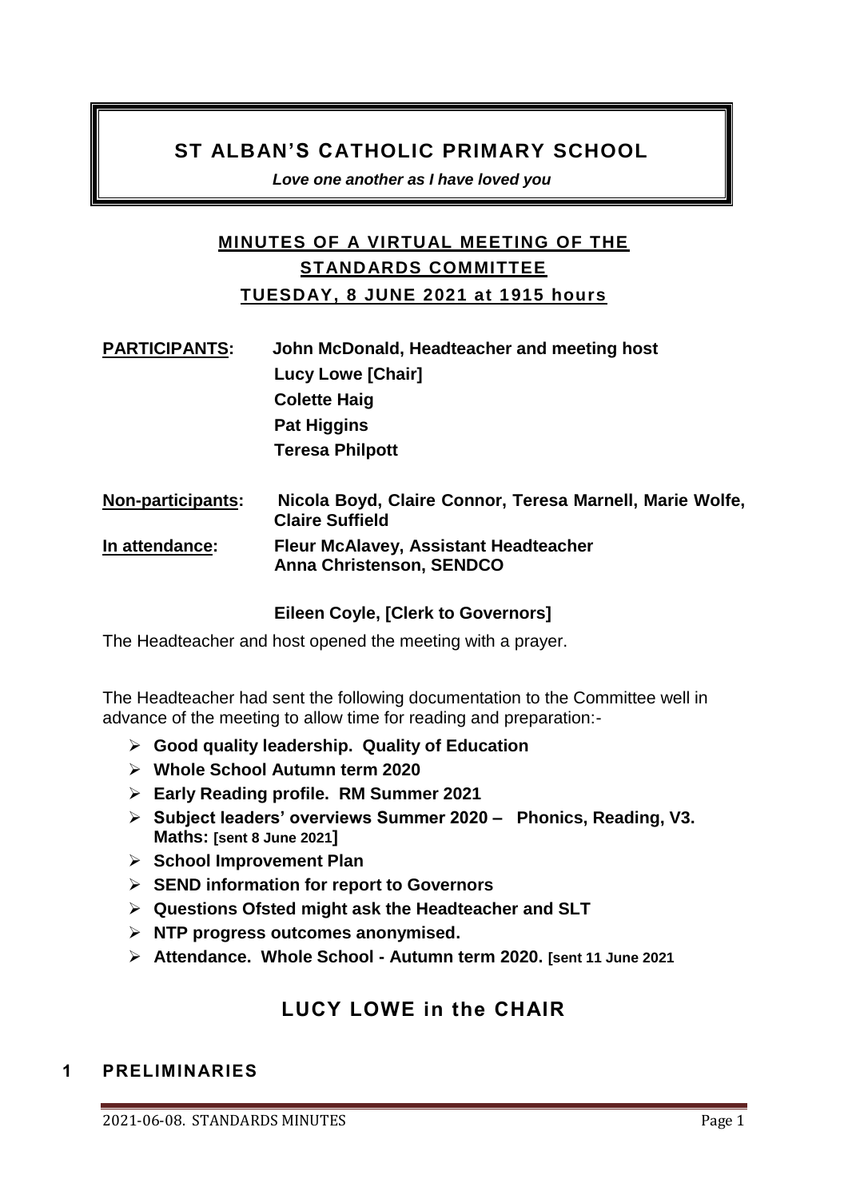# ST ALBAN'S CATHOLIC PRIMARY SCHOOL

***Love one another as I have loved you***

## MINUTES OF A VIRTUAL MEETING OF THE STANDARDS COMMITTEE
## TUESDAY, 8 JUNE 2021 at 1915 hours

**PARTICIPANTS:** **John McDonald, Headteacher and meeting host**
**Lucy Lowe [Chair]**
**Colette Haig**
**Pat Higgins**
**Teresa Philpott**

**Non-participants:** **Nicola Boyd, Claire Connor, Teresa Marnell, Marie Wolfe, Claire Suffield**

**In attendance:** **Fleur McAlavey, Assistant Headteacher**
**Anna Christenson, SENDCO**

**Eileen Coyle, [Clerk to Governors]**

The Headteacher and host opened the meeting with a prayer.

The Headteacher had sent the following documentation to the Committee well in advance of the meeting to allow time for reading and preparation:-

- **Good quality leadership. Quality of Education**
- **Whole School Autumn term 2020**
- **Early Reading profile. RM Summer 2021**
- **Subject leaders' overviews Summer 2020 – Phonics, Reading, V3. Maths: [sent 8 June 2021]**
- **School Improvement Plan**
- **SEND information for report to Governors**
- **Questions Ofsted might ask the Headteacher and SLT**
- **NTP progress outcomes anonymised.**
- **Attendance. Whole School - Autumn term 2020. [sent 11 June 2021**

## LUCY LOWE in the CHAIR

### 1 PRELIMINARIES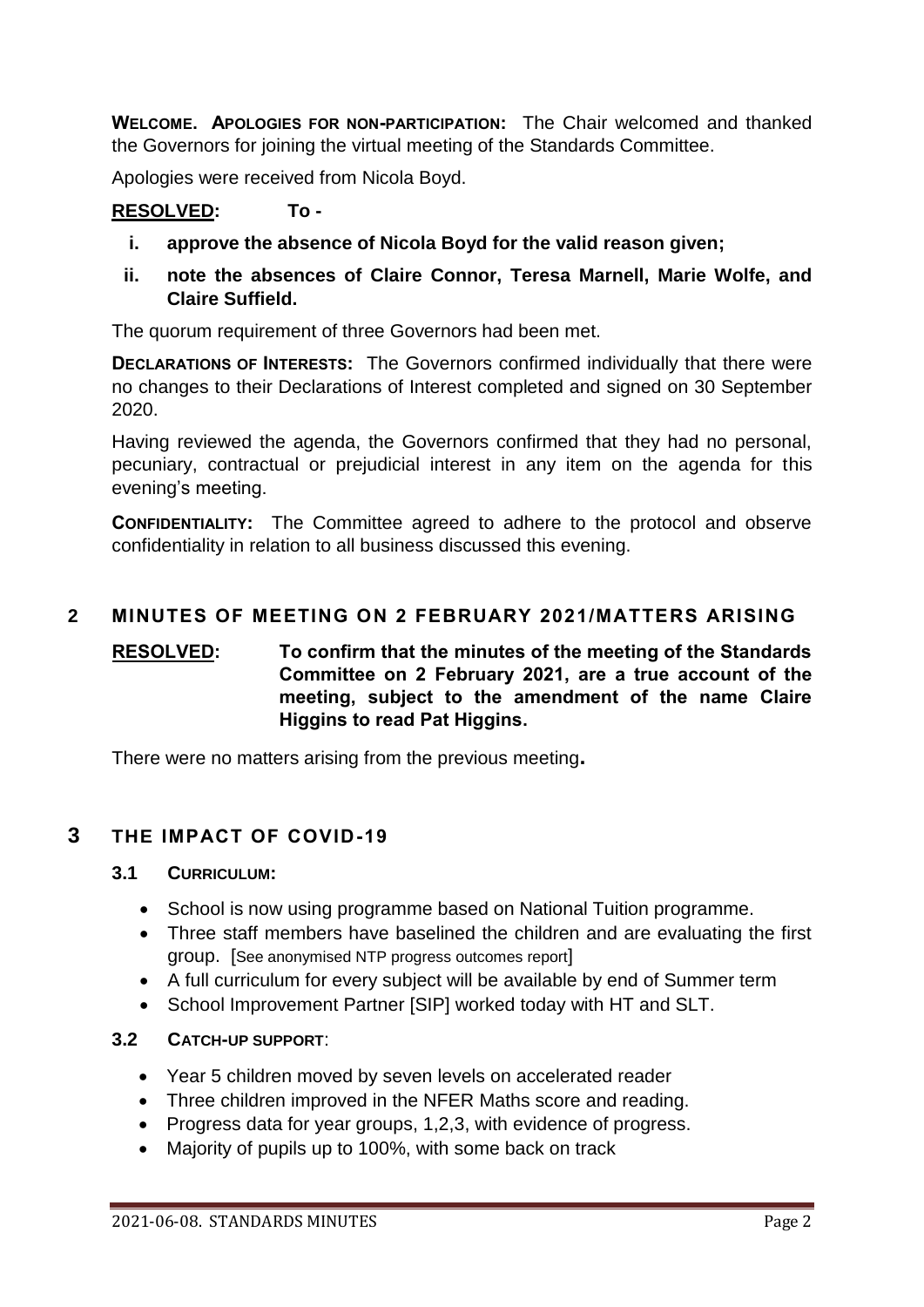**WELCOME. APOLOGIES FOR NON-PARTICIPATION:** The Chair welcomed and thanked the Governors for joining the virtual meeting of the Standards Committee.

Apologies were received from Nicola Boyd.

**RESOLVED: To -**

- **i. approve the absence of Nicola Boyd for the valid reason given;**
- **ii. note the absences of Claire Connor, Teresa Marnell, Marie Wolfe, and Claire Suffield.**

The quorum requirement of three Governors had been met.

**DECLARATIONS OF INTERESTS:** The Governors confirmed individually that there were no changes to their Declarations of Interest completed and signed on 30 September 2020.

Having reviewed the agenda, the Governors confirmed that they had no personal, pecuniary, contractual or prejudicial interest in any item on the agenda for this evening's meeting.

**CONFIDENTIALITY:** The Committee agreed to adhere to the protocol and observe confidentiality in relation to all business discussed this evening.

## 2 MINUTES OF MEETING ON 2 FEBRUARY 2021/MATTERS ARISING

**RESOLVED: To confirm that the minutes of the meeting of the Standards Committee on 2 February 2021, are a true account of the meeting, subject to the amendment of the name Claire Higgins to read Pat Higgins.**

There were no matters arising from the previous meeting.

## 3 THE IMPACT OF COVID-19

### 3.1 CURRICULUM:

- School is now using programme based on National Tuition programme.
- Three staff members have baselined the children and are evaluating the first group. [See anonymised NTP progress outcomes report]
- A full curriculum for every subject will be available by end of Summer term
- School Improvement Partner [SIP] worked today with HT and SLT.

### 3.2 CATCH-UP SUPPORT:

- Year 5 children moved by seven levels on accelerated reader
- Three children improved in the NFER Maths score and reading.
- Progress data for year groups, 1,2,3, with evidence of progress.
- Majority of pupils up to 100%, with some back on track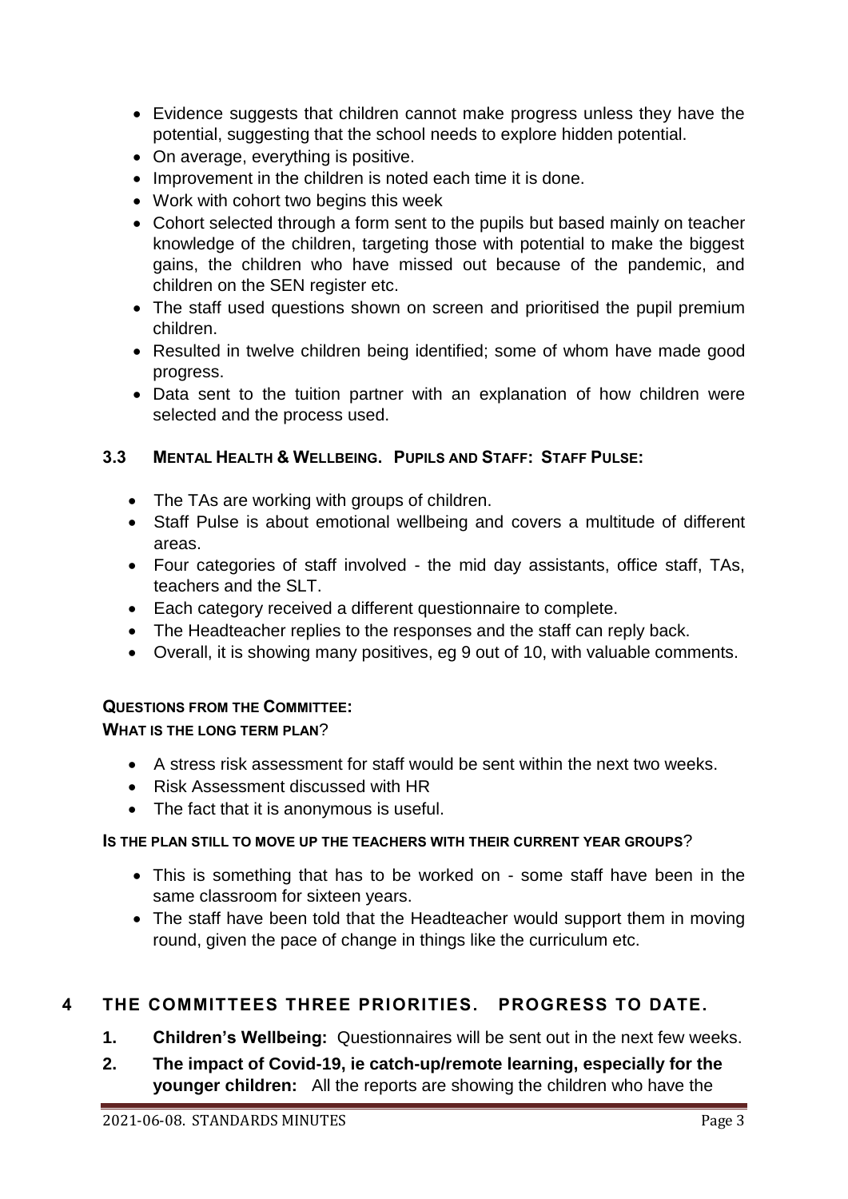- Evidence suggests that children cannot make progress unless they have the potential, suggesting that the school needs to explore hidden potential.
- On average, everything is positive.
- Improvement in the children is noted each time it is done.
- Work with cohort two begins this week
- Cohort selected through a form sent to the pupils but based mainly on teacher knowledge of the children, targeting those with potential to make the biggest gains, the children who have missed out because of the pandemic, and children on the SEN register etc.
- The staff used questions shown on screen and prioritised the pupil premium children.
- Resulted in twelve children being identified; some of whom have made good progress.
- Data sent to the tuition partner with an explanation of how children were selected and the process used.

### 3.3 MENTAL HEALTH & WELLBEING. PUPILS AND STAFF: STAFF PULSE:

- The TAs are working with groups of children.
- Staff Pulse is about emotional wellbeing and covers a multitude of different areas.
- Four categories of staff involved - the mid day assistants, office staff, TAs, teachers and the SLT.
- Each category received a different questionnaire to complete.
- The Headteacher replies to the responses and the staff can reply back.
- Overall, it is showing many positives, eg 9 out of 10, with valuable comments.

**QUESTIONS FROM THE COMMITTEE:**

**WHAT IS THE LONG TERM PLAN?**

- A stress risk assessment for staff would be sent within the next two weeks.
- Risk Assessment discussed with HR
- The fact that it is anonymous is useful.

**IS THE PLAN STILL TO MOVE UP THE TEACHERS WITH THEIR CURRENT YEAR GROUPS?**

- This is something that has to be worked on - some staff have been in the same classroom for sixteen years.
- The staff have been told that the Headteacher would support them in moving round, given the pace of change in things like the curriculum etc.

## 4 THE COMMITTEES THREE PRIORITIES. PROGRESS TO DATE.

1. **Children's Wellbeing:** Questionnaires will be sent out in the next few weeks.
2. **The impact of Covid-19, ie catch-up/remote learning, especially for the younger children:** All the reports are showing the children who have the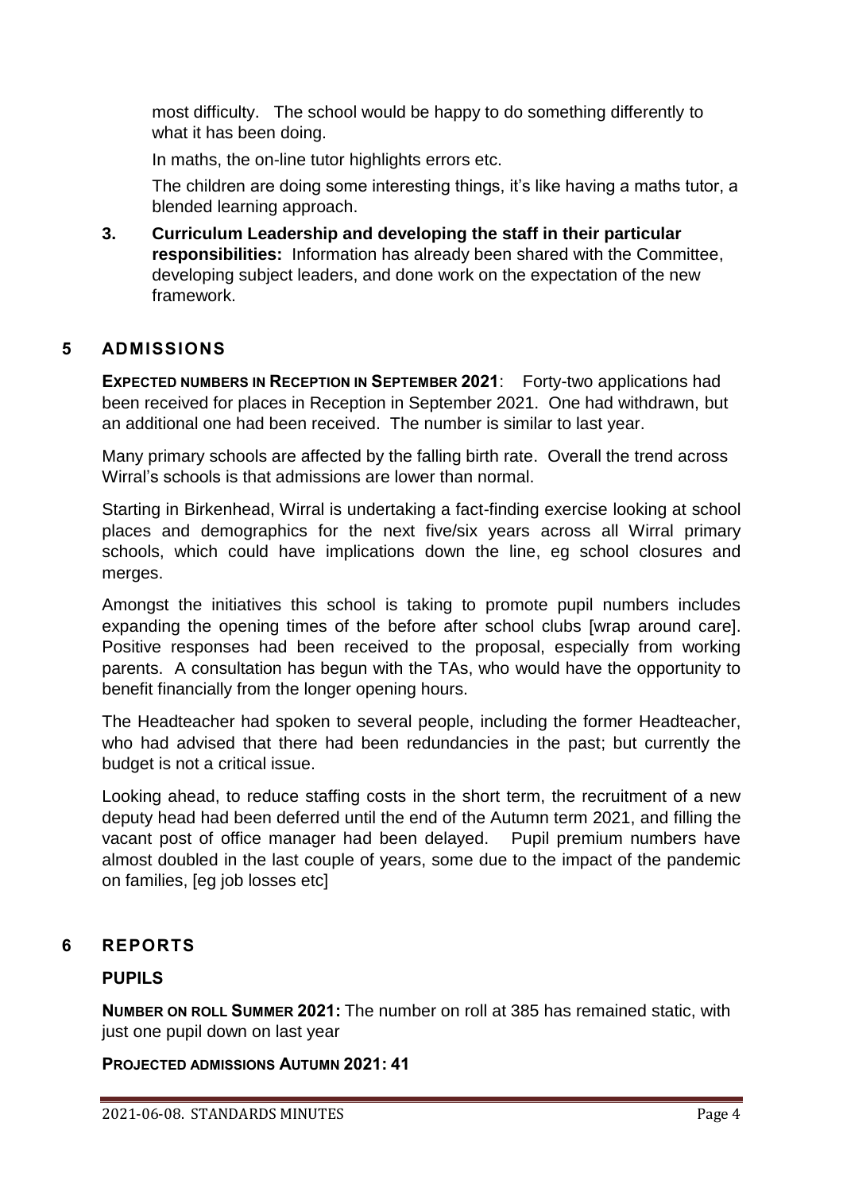most difficulty. The school would be happy to do something differently to what it has been doing.

In maths, the on-line tutor highlights errors etc.

The children are doing some interesting things, it's like having a maths tutor, a blended learning approach.

3. **Curriculum Leadership and developing the staff in their particular responsibilities:** Information has already been shared with the Committee, developing subject leaders, and done work on the expectation of the new framework.

## 5 ADMISSIONS

**EXPECTED NUMBERS IN RECEPTION IN SEPTEMBER 2021**: Forty-two applications had been received for places in Reception in September 2021. One had withdrawn, but an additional one had been received. The number is similar to last year.

Many primary schools are affected by the falling birth rate. Overall the trend across Wirral's schools is that admissions are lower than normal.

Starting in Birkenhead, Wirral is undertaking a fact-finding exercise looking at school places and demographics for the next five/six years across all Wirral primary schools, which could have implications down the line, eg school closures and merges.

Amongst the initiatives this school is taking to promote pupil numbers includes expanding the opening times of the before after school clubs [wrap around care]. Positive responses had been received to the proposal, especially from working parents. A consultation has begun with the TAs, who would have the opportunity to benefit financially from the longer opening hours.

The Headteacher had spoken to several people, including the former Headteacher, who had advised that there had been redundancies in the past; but currently the budget is not a critical issue.

Looking ahead, to reduce staffing costs in the short term, the recruitment of a new deputy head had been deferred until the end of the Autumn term 2021, and filling the vacant post of office manager had been delayed. Pupil premium numbers have almost doubled in the last couple of years, some due to the impact of the pandemic on families, [eg job losses etc]

## 6 REPORTS

### PUPILS

**NUMBER ON ROLL SUMMER 2021:** The number on roll at 385 has remained static, with just one pupil down on last year

**PROJECTED ADMISSIONS AUTUMN 2021: 41**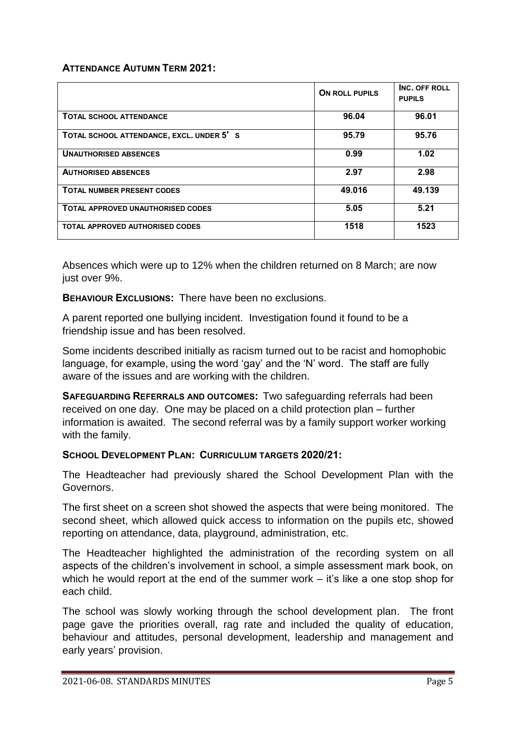**ATTENDANCE AUTUMN TERM 2021:**

| | ON ROLL PUPILS | INC. OFF ROLL PUPILS |
|---|---|---|
| TOTAL SCHOOL ATTENDANCE | 96.04 | 96.01 |
| TOTAL SCHOOL ATTENDANCE, EXCL. UNDER 5'S | 95.79 | 95.76 |
| UNAUTHORISED ABSENCES | 0.99 | 1.02 |
| AUTHORISED ABSENCES | 2.97 | 2.98 |
| TOTAL NUMBER PRESENT CODES | 49.016 | 49.139 |
| TOTAL APPROVED UNAUTHORISED CODES | 5.05 | 5.21 |
| TOTAL APPROVED AUTHORISED CODES | 1518 | 1523 |

Absences which were up to 12% when the children returned on 8 March; are now just over 9%.

**BEHAVIOUR EXCLUSIONS:** There have been no exclusions.

A parent reported one bullying incident. Investigation found it found to be a friendship issue and has been resolved.

Some incidents described initially as racism turned out to be racist and homophobic language, for example, using the word 'gay' and the 'N' word. The staff are fully aware of the issues and are working with the children.

**SAFEGUARDING REFERRALS AND OUTCOMES:** Two safeguarding referrals had been received on one day. One may be placed on a child protection plan – further information is awaited. The second referral was by a family support worker working with the family.

**SCHOOL DEVELOPMENT PLAN: CURRICULUM TARGETS 2020/21:**

The Headteacher had previously shared the School Development Plan with the Governors.

The first sheet on a screen shot showed the aspects that were being monitored. The second sheet, which allowed quick access to information on the pupils etc, showed reporting on attendance, data, playground, administration, etc.

The Headteacher highlighted the administration of the recording system on all aspects of the children's involvement in school, a simple assessment mark book, on which he would report at the end of the summer work – it's like a one stop shop for each child.

The school was slowly working through the school development plan. The front page gave the priorities overall, rag rate and included the quality of education, behaviour and attitudes, personal development, leadership and management and early years' provision.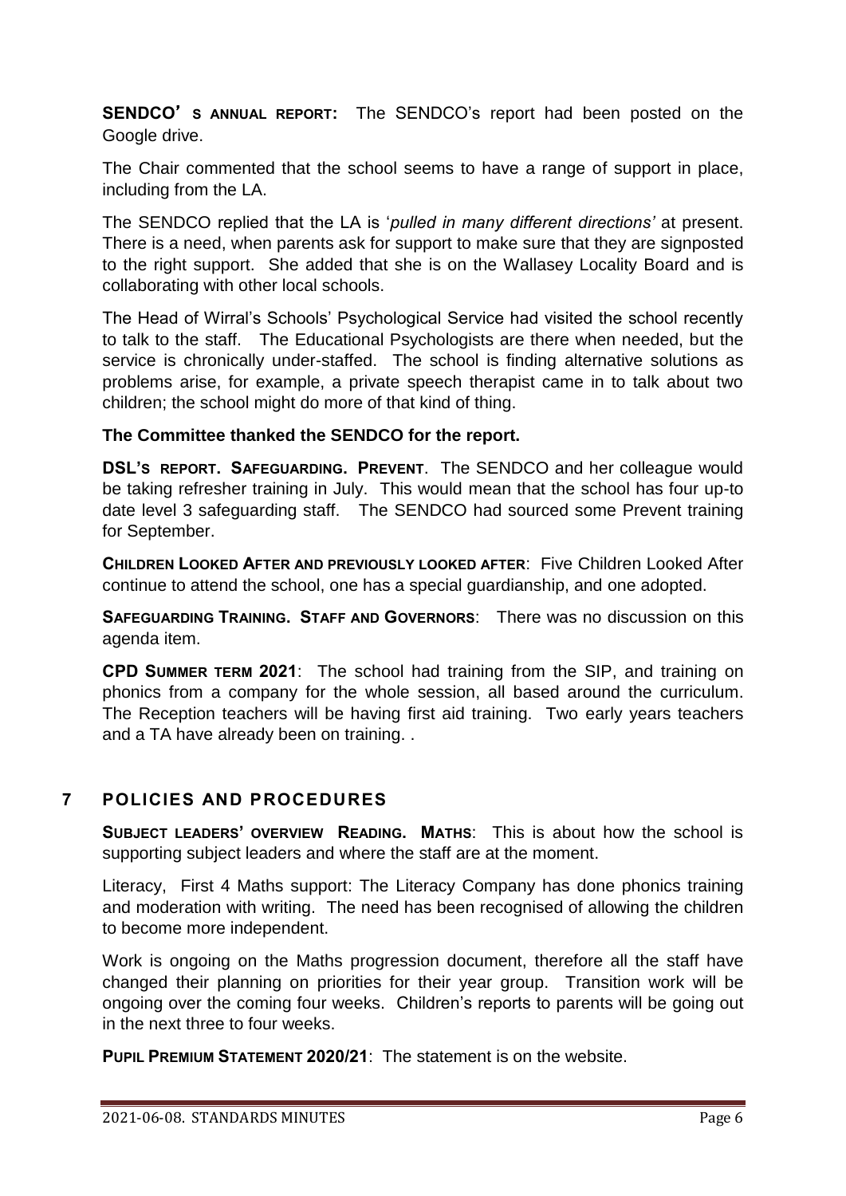**SENDCO' S ANNUAL REPORT:** The SENDCO's report had been posted on the Google drive.

The Chair commented that the school seems to have a range of support in place, including from the LA.

The SENDCO replied that the LA is '*pulled in many different directions'* at present. There is a need, when parents ask for support to make sure that they are signposted to the right support. She added that she is on the Wallasey Locality Board and is collaborating with other local schools.

The Head of Wirral's Schools' Psychological Service had visited the school recently to talk to the staff. The Educational Psychologists are there when needed, but the service is chronically under-staffed. The school is finding alternative solutions as problems arise, for example, a private speech therapist came in to talk about two children; the school might do more of that kind of thing.

**The Committee thanked the SENDCO for the report.**

**DSL'S REPORT. SAFEGUARDING. PREVENT**. The SENDCO and her colleague would be taking refresher training in July. This would mean that the school has four up-to date level 3 safeguarding staff. The SENDCO had sourced some Prevent training for September.

**CHILDREN LOOKED AFTER AND PREVIOUSLY LOOKED AFTER**: Five Children Looked After continue to attend the school, one has a special guardianship, and one adopted.

**SAFEGUARDING TRAINING. STAFF AND GOVERNORS**: There was no discussion on this agenda item.

**CPD SUMMER TERM 2021**: The school had training from the SIP, and training on phonics from a company for the whole session, all based around the curriculum. The Reception teachers will be having first aid training. Two early years teachers and a TA have already been on training. .

## 7 POLICIES AND PROCEDURES

**SUBJECT LEADERS' OVERVIEW READING. MATHS**: This is about how the school is supporting subject leaders and where the staff are at the moment.

Literacy, First 4 Maths support: The Literacy Company has done phonics training and moderation with writing. The need has been recognised of allowing the children to become more independent.

Work is ongoing on the Maths progression document, therefore all the staff have changed their planning on priorities for their year group. Transition work will be ongoing over the coming four weeks. Children's reports to parents will be going out in the next three to four weeks.

**PUPIL PREMIUM STATEMENT 2020/21**: The statement is on the website.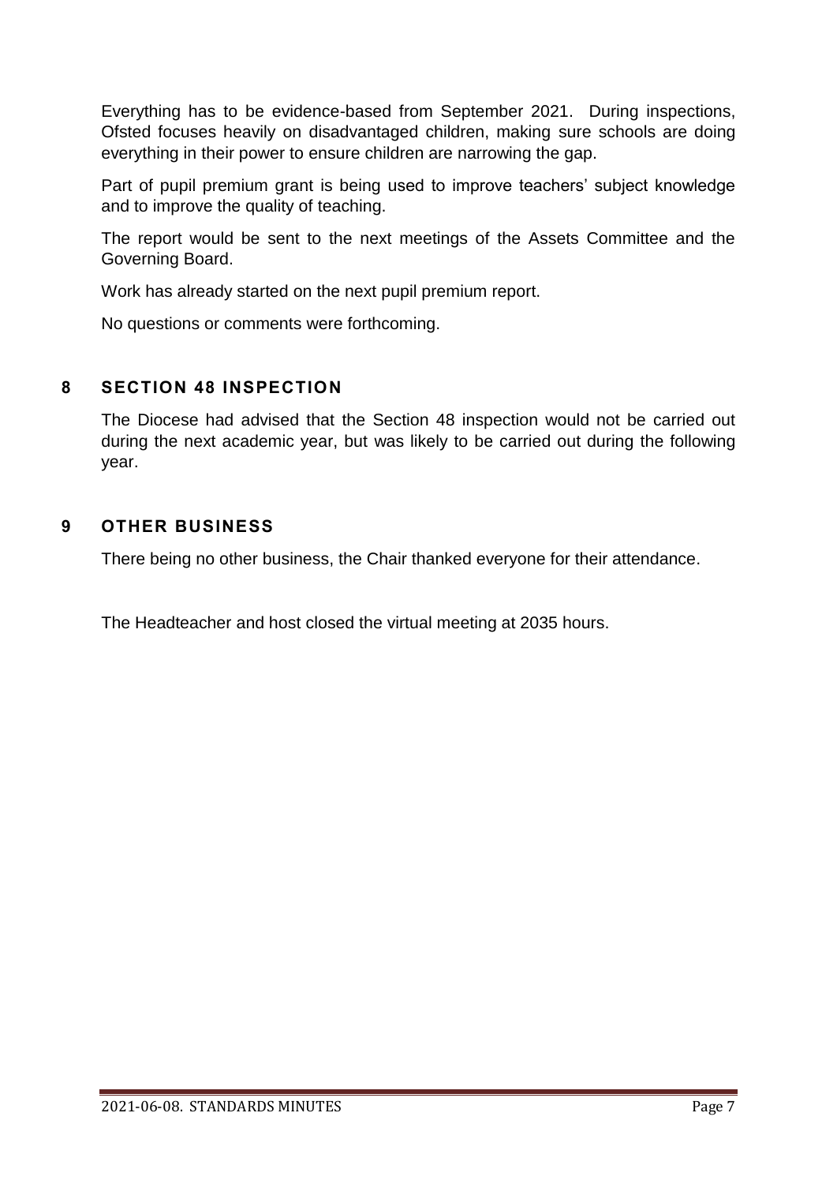Everything has to be evidence-based from September 2021. During inspections, Ofsted focuses heavily on disadvantaged children, making sure schools are doing everything in their power to ensure children are narrowing the gap.

Part of pupil premium grant is being used to improve teachers' subject knowledge and to improve the quality of teaching.

The report would be sent to the next meetings of the Assets Committee and the Governing Board.

Work has already started on the next pupil premium report.

No questions or comments were forthcoming.

## 8 SECTION 48 INSPECTION

The Diocese had advised that the Section 48 inspection would not be carried out during the next academic year, but was likely to be carried out during the following year.

## 9 OTHER BUSINESS

There being no other business, the Chair thanked everyone for their attendance.

The Headteacher and host closed the virtual meeting at 2035 hours.